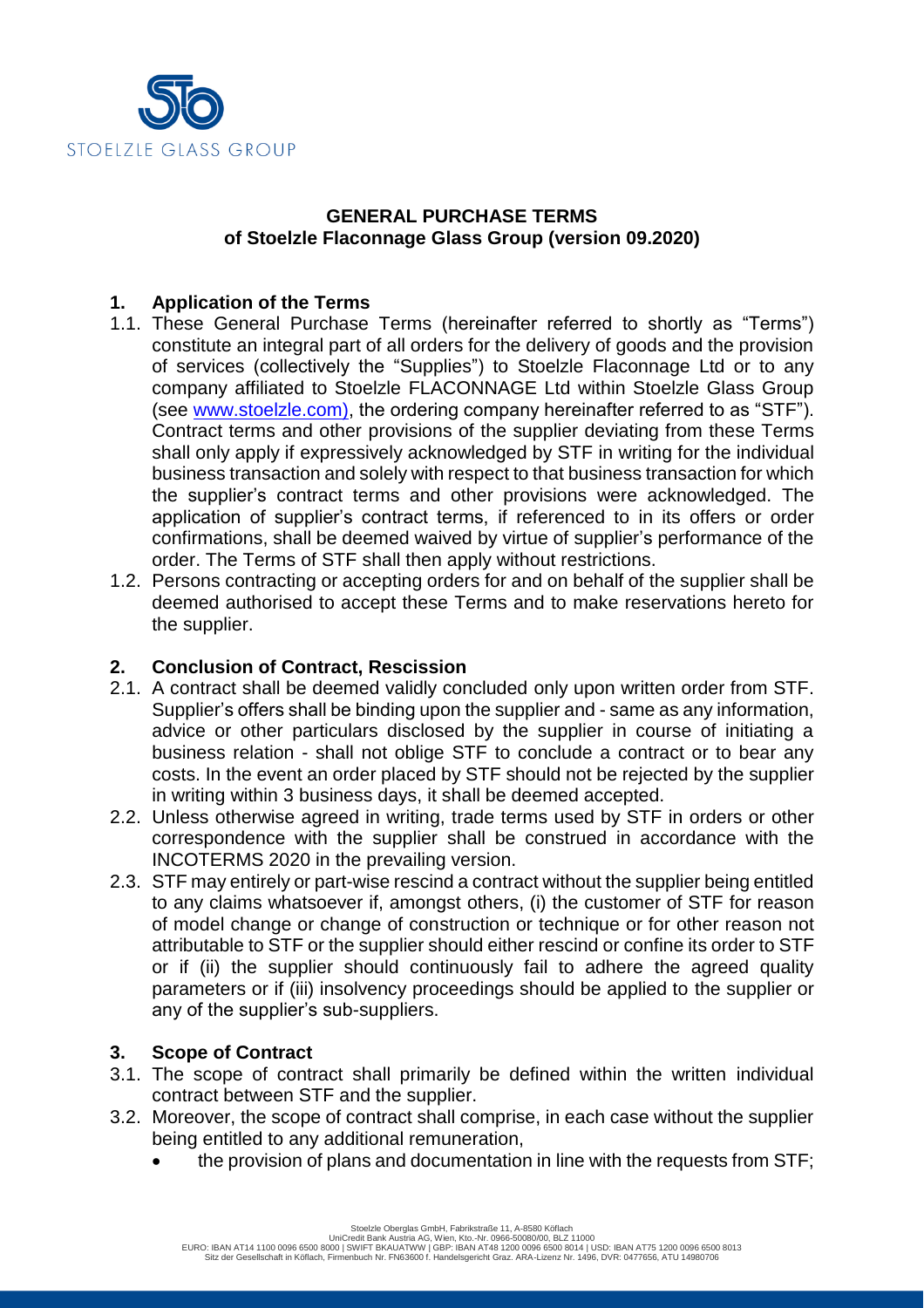**GENERAL PURCHASE TERMS**
**of Stoelzle Flaconnage Glass Group (version 09.2020)**

## 1. Application of the Terms

1.1. These General Purchase Terms (hereinafter referred to shortly as "Terms") constitute an integral part of all orders for the delivery of goods and the provision of services (collectively the "Supplies") to Stoelzle Flaconnage Ltd or to any company affiliated to Stoelzle FLACONNAGE Ltd within Stoelzle Glass Group (see www.stoelzle.com), the ordering company hereinafter referred to as "STF"). Contract terms and other provisions of the supplier deviating from these Terms shall only apply if expressively acknowledged by STF in writing for the individual business transaction and solely with respect to that business transaction for which the supplier's contract terms and other provisions were acknowledged. The application of supplier's contract terms, if referenced to in its offers or order confirmations, shall be deemed waived by virtue of supplier's performance of the order. The Terms of STF shall then apply without restrictions.

1.2. Persons contracting or accepting orders for and on behalf of the supplier shall be deemed authorised to accept these Terms and to make reservations hereto for the supplier.

## 2. Conclusion of Contract, Rescission

2.1. A contract shall be deemed validly concluded only upon written order from STF. Supplier's offers shall be binding upon the supplier and - same as any information, advice or other particulars disclosed by the supplier in course of initiating a business relation - shall not oblige STF to conclude a contract or to bear any costs. In the event an order placed by STF should not be rejected by the supplier in writing within 3 business days, it shall be deemed accepted.

2.2. Unless otherwise agreed in writing, trade terms used by STF in orders or other correspondence with the supplier shall be construed in accordance with the INCOTERMS 2020 in the prevailing version.

2.3. STF may entirely or part-wise rescind a contract without the supplier being entitled to any claims whatsoever if, amongst others, (i) the customer of STF for reason of model change or change of construction or technique or for other reason not attributable to STF or the supplier should either rescind or confine its order to STF or if (ii) the supplier should continuously fail to adhere the agreed quality parameters or if (iii) insolvency proceedings should be applied to the supplier or any of the supplier's sub-suppliers.

## 3. Scope of Contract

3.1. The scope of contract shall primarily be defined within the written individual contract between STF and the supplier.

3.2. Moreover, the scope of contract shall comprise, in each case without the supplier being entitled to any additional remuneration,

- the provision of plans and documentation in line with the requests from STF;

Stoelzle Oberglas GmbH, Fabrikstraße 11, A-8580 Köflach
UniCredit Bank Austria AG, Wien, Kto.-Nr. 0966-50080/00, BLZ 11000
EURO: IBAN AT14 1100 0096 6500 8000 | SWIFT BKAUATWW | GBP: IBAN AT48 1200 0096 6500 8014 | USD: IBAN AT75 1200 0096 6500 8013
Sitz der Gesellschaft in Köflach, Firmenbuch Nr. FN63600 f. Handelsgericht Graz. ARA-Lizenz Nr. 1496, DVR: 0477656, ATU 14980706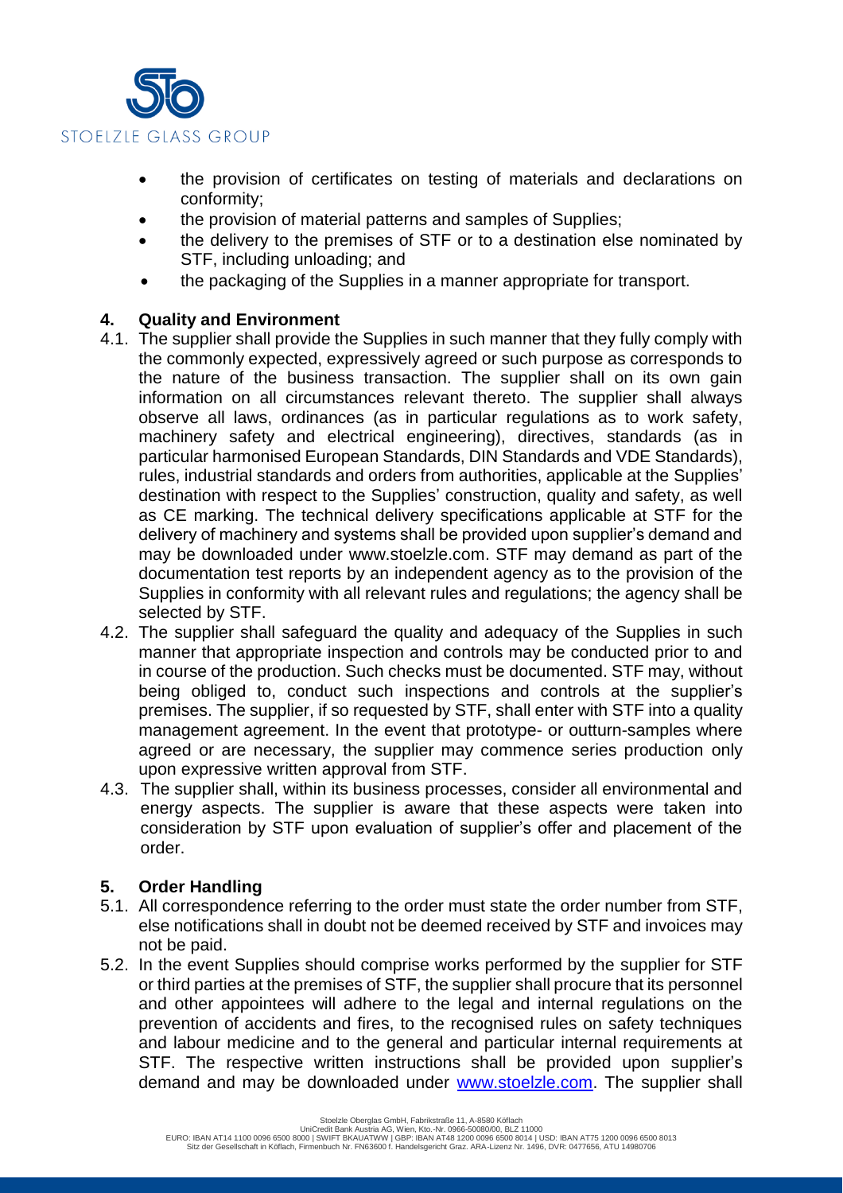- the provision of certificates on testing of materials and declarations on conformity;
- the provision of material patterns and samples of Supplies;
- the delivery to the premises of STF or to a destination else nominated by STF, including unloading; and
- the packaging of the Supplies in a manner appropriate for transport.

## 4. Quality and Environment

4.1. The supplier shall provide the Supplies in such manner that they fully comply with the commonly expected, expressively agreed or such purpose as corresponds to the nature of the business transaction. The supplier shall on its own gain information on all circumstances relevant thereto. The supplier shall always observe all laws, ordinances (as in particular regulations as to work safety, machinery safety and electrical engineering), directives, standards (as in particular harmonised European Standards, DIN Standards and VDE Standards), rules, industrial standards and orders from authorities, applicable at the Supplies' destination with respect to the Supplies' construction, quality and safety, as well as CE marking. The technical delivery specifications applicable at STF for the delivery of machinery and systems shall be provided upon supplier's demand and may be downloaded under www.stoelzle.com. STF may demand as part of the documentation test reports by an independent agency as to the provision of the Supplies in conformity with all relevant rules and regulations; the agency shall be selected by STF.

4.2. The supplier shall safeguard the quality and adequacy of the Supplies in such manner that appropriate inspection and controls may be conducted prior to and in course of the production. Such checks must be documented. STF may, without being obliged to, conduct such inspections and controls at the supplier's premises. The supplier, if so requested by STF, shall enter with STF into a quality management agreement. In the event that prototype- or outturn-samples where agreed or are necessary, the supplier may commence series production only upon expressive written approval from STF.

4.3. The supplier shall, within its business processes, consider all environmental and energy aspects. The supplier is aware that these aspects were taken into consideration by STF upon evaluation of supplier's offer and placement of the order.

## 5. Order Handling

5.1. All correspondence referring to the order must state the order number from STF, else notifications shall in doubt not be deemed received by STF and invoices may not be paid.

5.2. In the event Supplies should comprise works performed by the supplier for STF or third parties at the premises of STF, the supplier shall procure that its personnel and other appointees will adhere to the legal and internal regulations on the prevention of accidents and fires, to the recognised rules on safety techniques and labour medicine and to the general and particular internal requirements at STF. The respective written instructions shall be provided upon supplier's demand and may be downloaded under www.stoelzle.com. The supplier shall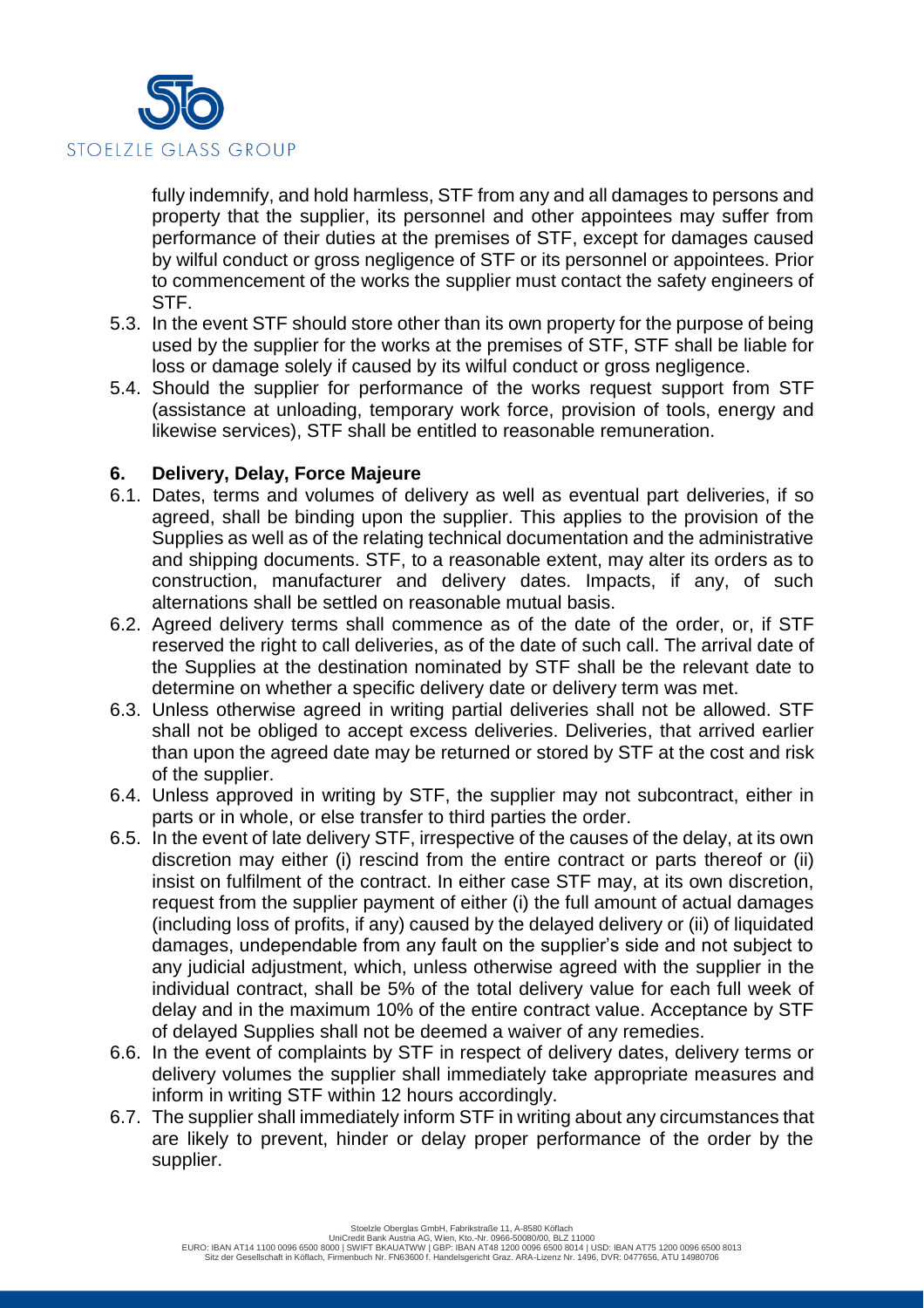fully indemnify, and hold harmless, STF from any and all damages to persons and property that the supplier, its personnel and other appointees may suffer from performance of their duties at the premises of STF, except for damages caused by wilful conduct or gross negligence of STF or its personnel or appointees. Prior to commencement of the works the supplier must contact the safety engineers of STF.

5.3. In the event STF should store other than its own property for the purpose of being used by the supplier for the works at the premises of STF, STF shall be liable for loss or damage solely if caused by its wilful conduct or gross negligence.

5.4. Should the supplier for performance of the works request support from STF (assistance at unloading, temporary work force, provision of tools, energy and likewise services), STF shall be entitled to reasonable remuneration.

## 6. Delivery, Delay, Force Majeure

6.1. Dates, terms and volumes of delivery as well as eventual part deliveries, if so agreed, shall be binding upon the supplier. This applies to the provision of the Supplies as well as of the relating technical documentation and the administrative and shipping documents. STF, to a reasonable extent, may alter its orders as to construction, manufacturer and delivery dates. Impacts, if any, of such alternations shall be settled on reasonable mutual basis.

6.2. Agreed delivery terms shall commence as of the date of the order, or, if STF reserved the right to call deliveries, as of the date of such call. The arrival date of the Supplies at the destination nominated by STF shall be the relevant date to determine on whether a specific delivery date or delivery term was met.

6.3. Unless otherwise agreed in writing partial deliveries shall not be allowed. STF shall not be obliged to accept excess deliveries. Deliveries, that arrived earlier than upon the agreed date may be returned or stored by STF at the cost and risk of the supplier.

6.4. Unless approved in writing by STF, the supplier may not subcontract, either in parts or in whole, or else transfer to third parties the order.

6.5. In the event of late delivery STF, irrespective of the causes of the delay, at its own discretion may either (i) rescind from the entire contract or parts thereof or (ii) insist on fulfilment of the contract. In either case STF may, at its own discretion, request from the supplier payment of either (i) the full amount of actual damages (including loss of profits, if any) caused by the delayed delivery or (ii) of liquidated damages, undependable from any fault on the supplier's side and not subject to any judicial adjustment, which, unless otherwise agreed with the supplier in the individual contract, shall be 5% of the total delivery value for each full week of delay and in the maximum 10% of the entire contract value. Acceptance by STF of delayed Supplies shall not be deemed a waiver of any remedies.

6.6. In the event of complaints by STF in respect of delivery dates, delivery terms or delivery volumes the supplier shall immediately take appropriate measures and inform in writing STF within 12 hours accordingly.

6.7. The supplier shall immediately inform STF in writing about any circumstances that are likely to prevent, hinder or delay proper performance of the order by the supplier.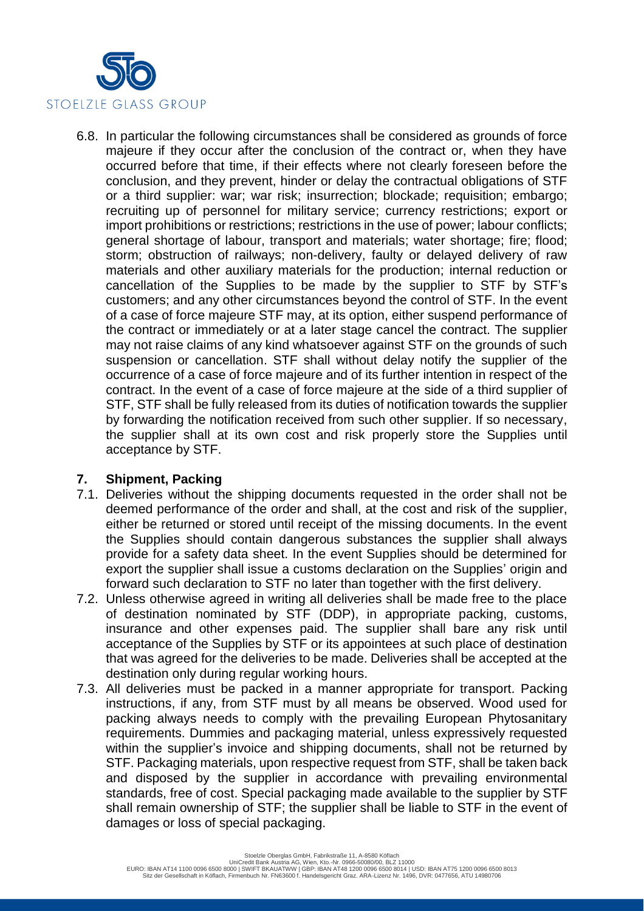6.8. In particular the following circumstances shall be considered as grounds of force majeure if they occur after the conclusion of the contract or, when they have occurred before that time, if their effects where not clearly foreseen before the conclusion, and they prevent, hinder or delay the contractual obligations of STF or a third supplier: war; war risk; insurrection; blockade; requisition; embargo; recruiting up of personnel for military service; currency restrictions; export or import prohibitions or restrictions; restrictions in the use of power; labour conflicts; general shortage of labour, transport and materials; water shortage; fire; flood; storm; obstruction of railways; non-delivery, faulty or delayed delivery of raw materials and other auxiliary materials for the production; internal reduction or cancellation of the Supplies to be made by the supplier to STF by STF's customers; and any other circumstances beyond the control of STF. In the event of a case of force majeure STF may, at its option, either suspend performance of the contract or immediately or at a later stage cancel the contract. The supplier may not raise claims of any kind whatsoever against STF on the grounds of such suspension or cancellation. STF shall without delay notify the supplier of the occurrence of a case of force majeure and of its further intention in respect of the contract. In the event of a case of force majeure at the side of a third supplier of STF, STF shall be fully released from its duties of notification towards the supplier by forwarding the notification received from such other supplier. If so necessary, the supplier shall at its own cost and risk properly store the Supplies until acceptance by STF.

## 7. Shipment, Packing

7.1. Deliveries without the shipping documents requested in the order shall not be deemed performance of the order and shall, at the cost and risk of the supplier, either be returned or stored until receipt of the missing documents. In the event the Supplies should contain dangerous substances the supplier shall always provide for a safety data sheet. In the event Supplies should be determined for export the supplier shall issue a customs declaration on the Supplies' origin and forward such declaration to STF no later than together with the first delivery.

7.2. Unless otherwise agreed in writing all deliveries shall be made free to the place of destination nominated by STF (DDP), in appropriate packing, customs, insurance and other expenses paid. The supplier shall bare any risk until acceptance of the Supplies by STF or its appointees at such place of destination that was agreed for the deliveries to be made. Deliveries shall be accepted at the destination only during regular working hours.

7.3. All deliveries must be packed in a manner appropriate for transport. Packing instructions, if any, from STF must by all means be observed. Wood used for packing always needs to comply with the prevailing European Phytosanitary requirements. Dummies and packaging material, unless expressively requested within the supplier's invoice and shipping documents, shall not be returned by STF. Packaging materials, upon respective request from STF, shall be taken back and disposed by the supplier in accordance with prevailing environmental standards, free of cost. Special packaging made available to the supplier by STF shall remain ownership of STF; the supplier shall be liable to STF in the event of damages or loss of special packaging.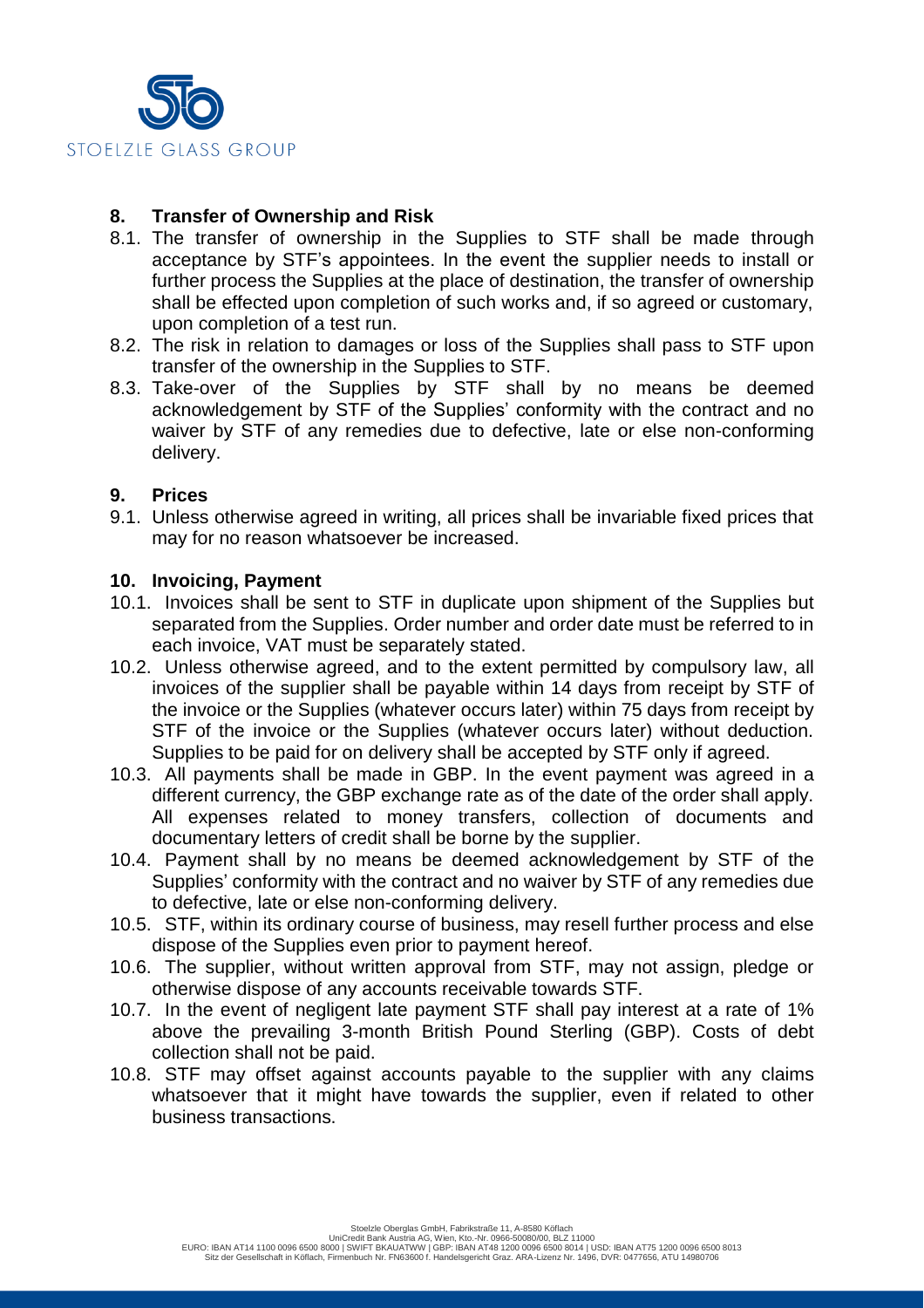## 8. Transfer of Ownership and Risk

8.1. The transfer of ownership in the Supplies to STF shall be made through acceptance by STF's appointees. In the event the supplier needs to install or further process the Supplies at the place of destination, the transfer of ownership shall be effected upon completion of such works and, if so agreed or customary, upon completion of a test run.

8.2. The risk in relation to damages or loss of the Supplies shall pass to STF upon transfer of the ownership in the Supplies to STF.

8.3. Take-over of the Supplies by STF shall by no means be deemed acknowledgement by STF of the Supplies' conformity with the contract and no waiver by STF of any remedies due to defective, late or else non-conforming delivery.

## 9. Prices

9.1. Unless otherwise agreed in writing, all prices shall be invariable fixed prices that may for no reason whatsoever be increased.

## 10. Invoicing, Payment

10.1. Invoices shall be sent to STF in duplicate upon shipment of the Supplies but separated from the Supplies. Order number and order date must be referred to in each invoice, VAT must be separately stated.

10.2. Unless otherwise agreed, and to the extent permitted by compulsory law, all invoices of the supplier shall be payable within 14 days from receipt by STF of the invoice or the Supplies (whatever occurs later) within 75 days from receipt by STF of the invoice or the Supplies (whatever occurs later) without deduction. Supplies to be paid for on delivery shall be accepted by STF only if agreed.

10.3. All payments shall be made in GBP. In the event payment was agreed in a different currency, the GBP exchange rate as of the date of the order shall apply. All expenses related to money transfers, collection of documents and documentary letters of credit shall be borne by the supplier.

10.4. Payment shall by no means be deemed acknowledgement by STF of the Supplies' conformity with the contract and no waiver by STF of any remedies due to defective, late or else non-conforming delivery.

10.5. STF, within its ordinary course of business, may resell further process and else dispose of the Supplies even prior to payment hereof.

10.6. The supplier, without written approval from STF, may not assign, pledge or otherwise dispose of any accounts receivable towards STF.

10.7. In the event of negligent late payment STF shall pay interest at a rate of 1% above the prevailing 3-month British Pound Sterling (GBP). Costs of debt collection shall not be paid.

10.8. STF may offset against accounts payable to the supplier with any claims whatsoever that it might have towards the supplier, even if related to other business transactions.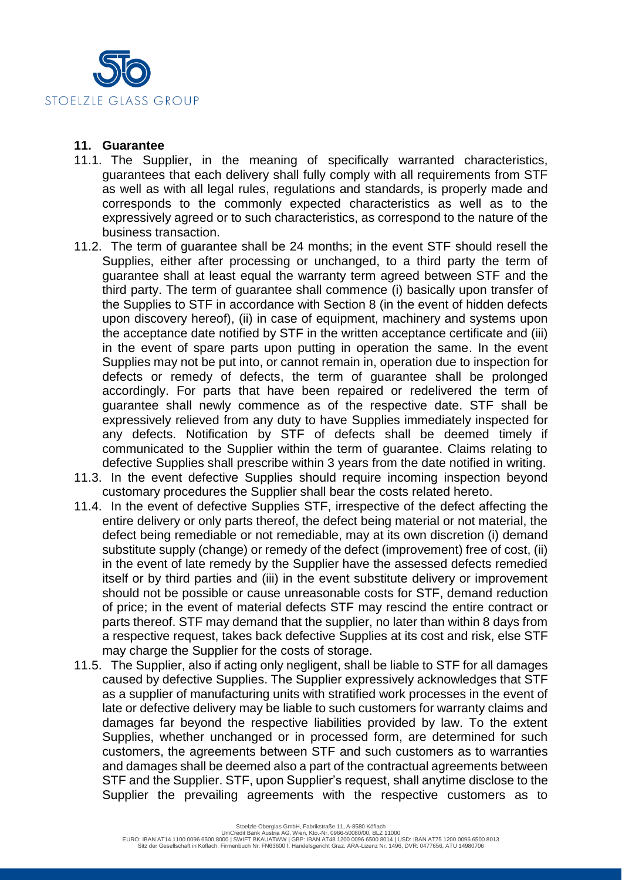## 11. Guarantee

11.1. The Supplier, in the meaning of specifically warranted characteristics, guarantees that each delivery shall fully comply with all requirements from STF as well as with all legal rules, regulations and standards, is properly made and corresponds to the commonly expected characteristics as well as to the expressively agreed or to such characteristics, as correspond to the nature of the business transaction.

11.2. The term of guarantee shall be 24 months; in the event STF should resell the Supplies, either after processing or unchanged, to a third party the term of guarantee shall at least equal the warranty term agreed between STF and the third party. The term of guarantee shall commence (i) basically upon transfer of the Supplies to STF in accordance with Section 8 (in the event of hidden defects upon discovery hereof), (ii) in case of equipment, machinery and systems upon the acceptance date notified by STF in the written acceptance certificate and (iii) in the event of spare parts upon putting in operation the same. In the event Supplies may not be put into, or cannot remain in, operation due to inspection for defects or remedy of defects, the term of guarantee shall be prolonged accordingly. For parts that have been repaired or redelivered the term of guarantee shall newly commence as of the respective date. STF shall be expressively relieved from any duty to have Supplies immediately inspected for any defects. Notification by STF of defects shall be deemed timely if communicated to the Supplier within the term of guarantee. Claims relating to defective Supplies shall prescribe within 3 years from the date notified in writing.

11.3. In the event defective Supplies should require incoming inspection beyond customary procedures the Supplier shall bear the costs related hereto.

11.4. In the event of defective Supplies STF, irrespective of the defect affecting the entire delivery or only parts thereof, the defect being material or not material, the defect being remediable or not remediable, may at its own discretion (i) demand substitute supply (change) or remedy of the defect (improvement) free of cost, (ii) in the event of late remedy by the Supplier have the assessed defects remedied itself or by third parties and (iii) in the event substitute delivery or improvement should not be possible or cause unreasonable costs for STF, demand reduction of price; in the event of material defects STF may rescind the entire contract or parts thereof. STF may demand that the supplier, no later than within 8 days from a respective request, takes back defective Supplies at its cost and risk, else STF may charge the Supplier for the costs of storage.

11.5. The Supplier, also if acting only negligent, shall be liable to STF for all damages caused by defective Supplies. The Supplier expressively acknowledges that STF as a supplier of manufacturing units with stratified work processes in the event of late or defective delivery may be liable to such customers for warranty claims and damages far beyond the respective liabilities provided by law. To the extent Supplies, whether unchanged or in processed form, are determined for such customers, the agreements between STF and such customers as to warranties and damages shall be deemed also a part of the contractual agreements between STF and the Supplier. STF, upon Supplier's request, shall anytime disclose to the Supplier the prevailing agreements with the respective customers as to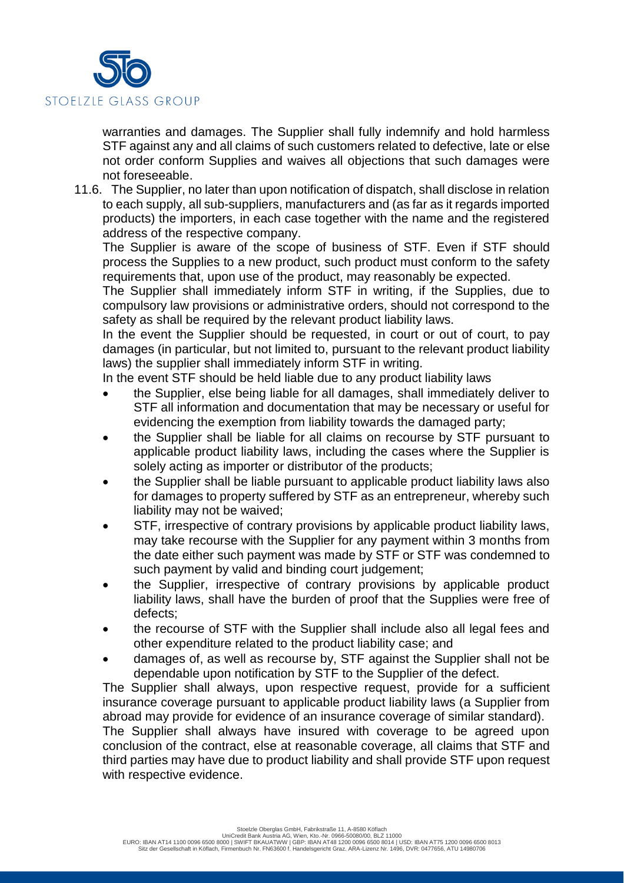warranties and damages. The Supplier shall fully indemnify and hold harmless STF against any and all claims of such customers related to defective, late or else not order conform Supplies and waives all objections that such damages were not foreseeable.

11.6. The Supplier, no later than upon notification of dispatch, shall disclose in relation to each supply, all sub-suppliers, manufacturers and (as far as it regards imported products) the importers, in each case together with the name and the registered address of the respective company.

The Supplier is aware of the scope of business of STF. Even if STF should process the Supplies to a new product, such product must conform to the safety requirements that, upon use of the product, may reasonably be expected.

The Supplier shall immediately inform STF in writing, if the Supplies, due to compulsory law provisions or administrative orders, should not correspond to the safety as shall be required by the relevant product liability laws.

In the event the Supplier should be requested, in court or out of court, to pay damages (in particular, but not limited to, pursuant to the relevant product liability laws) the supplier shall immediately inform STF in writing.

In the event STF should be held liable due to any product liability laws

- the Supplier, else being liable for all damages, shall immediately deliver to STF all information and documentation that may be necessary or useful for evidencing the exemption from liability towards the damaged party;
- the Supplier shall be liable for all claims on recourse by STF pursuant to applicable product liability laws, including the cases where the Supplier is solely acting as importer or distributor of the products;
- the Supplier shall be liable pursuant to applicable product liability laws also for damages to property suffered by STF as an entrepreneur, whereby such liability may not be waived;
- STF, irrespective of contrary provisions by applicable product liability laws, may take recourse with the Supplier for any payment within 3 months from the date either such payment was made by STF or STF was condemned to such payment by valid and binding court judgement;
- the Supplier, irrespective of contrary provisions by applicable product liability laws, shall have the burden of proof that the Supplies were free of defects;
- the recourse of STF with the Supplier shall include also all legal fees and other expenditure related to the product liability case; and
- damages of, as well as recourse by, STF against the Supplier shall not be dependable upon notification by STF to the Supplier of the defect.

The Supplier shall always, upon respective request, provide for a sufficient insurance coverage pursuant to applicable product liability laws (a Supplier from abroad may provide for evidence of an insurance coverage of similar standard).

The Supplier shall always have insured with coverage to be agreed upon conclusion of the contract, else at reasonable coverage, all claims that STF and third parties may have due to product liability and shall provide STF upon request with respective evidence.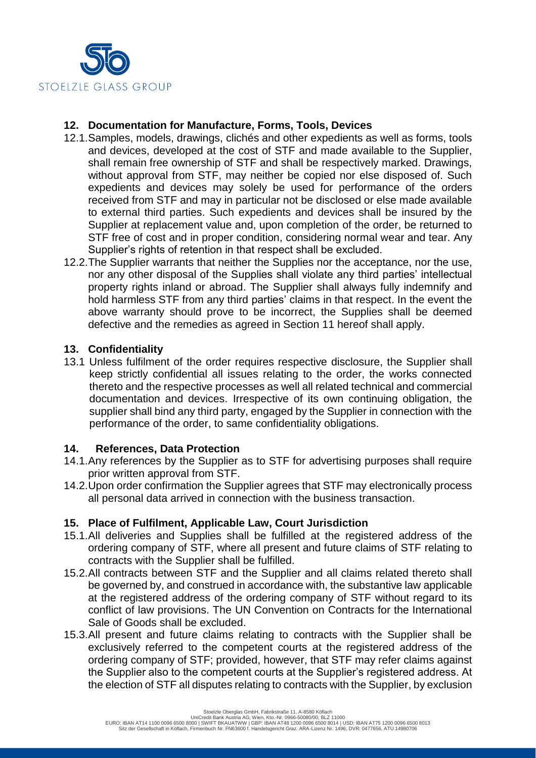## 12. Documentation for Manufacture, Forms, Tools, Devices

12.1. Samples, models, drawings, clichés and other expedients as well as forms, tools and devices, developed at the cost of STF and made available to the Supplier, shall remain free ownership of STF and shall be respectively marked. Drawings, without approval from STF, may neither be copied nor else disposed of. Such expedients and devices may solely be used for performance of the orders received from STF and may in particular not be disclosed or else made available to external third parties. Such expedients and devices shall be insured by the Supplier at replacement value and, upon completion of the order, be returned to STF free of cost and in proper condition, considering normal wear and tear. Any Supplier's rights of retention in that respect shall be excluded.

12.2. The Supplier warrants that neither the Supplies nor the acceptance, nor the use, nor any other disposal of the Supplies shall violate any third parties' intellectual property rights inland or abroad. The Supplier shall always fully indemnify and hold harmless STF from any third parties' claims in that respect. In the event the above warranty should prove to be incorrect, the Supplies shall be deemed defective and the remedies as agreed in Section 11 hereof shall apply.

## 13. Confidentiality

13.1 Unless fulfilment of the order requires respective disclosure, the Supplier shall keep strictly confidential all issues relating to the order, the works connected thereto and the respective processes as well all related technical and commercial documentation and devices. Irrespective of its own continuing obligation, the supplier shall bind any third party, engaged by the Supplier in connection with the performance of the order, to same confidentiality obligations.

## 14. References, Data Protection

14.1. Any references by the Supplier as to STF for advertising purposes shall require prior written approval from STF.

14.2. Upon order confirmation the Supplier agrees that STF may electronically process all personal data arrived in connection with the business transaction.

## 15. Place of Fulfilment, Applicable Law, Court Jurisdiction

15.1. All deliveries and Supplies shall be fulfilled at the registered address of the ordering company of STF, where all present and future claims of STF relating to contracts with the Supplier shall be fulfilled.

15.2. All contracts between STF and the Supplier and all claims related thereto shall be governed by, and construed in accordance with, the substantive law applicable at the registered address of the ordering company of STF without regard to its conflict of law provisions. The UN Convention on Contracts for the International Sale of Goods shall be excluded.

15.3. All present and future claims relating to contracts with the Supplier shall be exclusively referred to the competent courts at the registered address of the ordering company of STF; provided, however, that STF may refer claims against the Supplier also to the competent courts at the Supplier's registered address. At the election of STF all disputes relating to contracts with the Supplier, by exclusion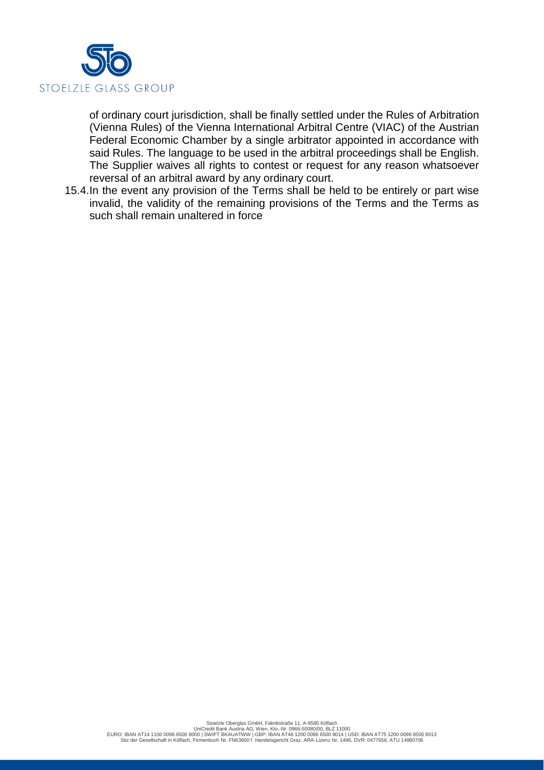of ordinary court jurisdiction, shall be finally settled under the Rules of Arbitration (Vienna Rules) of the Vienna International Arbitral Centre (VIAC) of the Austrian Federal Economic Chamber by a single arbitrator appointed in accordance with said Rules. The language to be used in the arbitral proceedings shall be English. The Supplier waives all rights to contest or request for any reason whatsoever reversal of an arbitral award by any ordinary court.

15.4. In the event any provision of the Terms shall be held to be entirely or part wise invalid, the validity of the remaining provisions of the Terms and the Terms as such shall remain unaltered in force